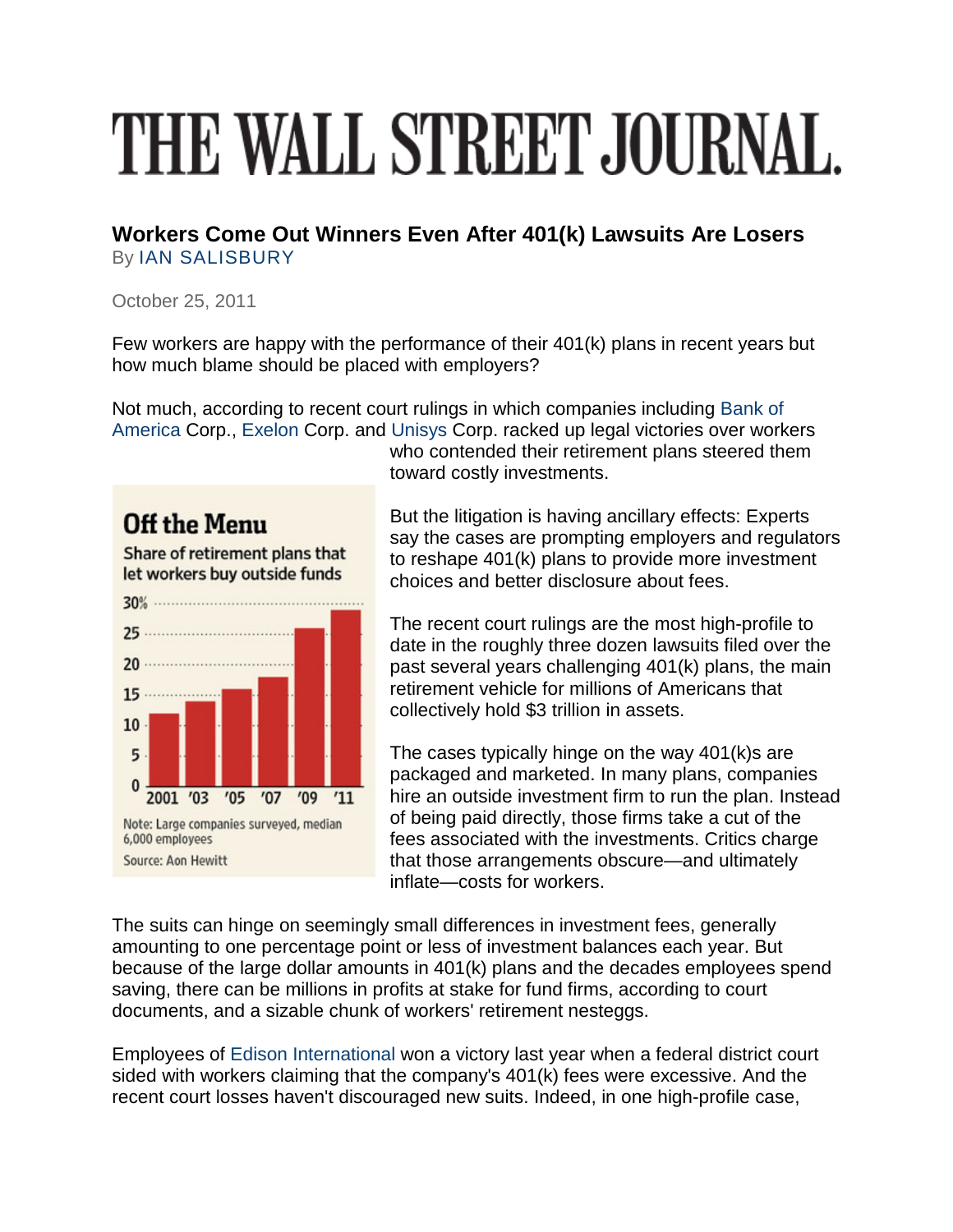# THE WALL STREET JOURNAL.

## Workers Come Out Winners Even After 401(k) Lawsuits Are Losers

By IAN SALISBURY

October 25, 2011

Few workers are happy with the performance of their 401(k) plans in recent years but how much blame should be placed with employers?

Not much, according to recent court rulings in which companies including Bank of America Corp., Exelon Corp. and Unisys Corp. racked up legal victories over workers who contended their retirement plans steered them toward costly investments.

**Off the Menu**

Share of retirement plans that let workers buy outside funds

Note: Large companies surveyed, median 6,000 employees

Source: Aon Hewitt

But the litigation is having ancillary effects: Experts say the cases are prompting employers and regulators to reshape 401(k) plans to provide more investment choices and better disclosure about fees.

The recent court rulings are the most high-profile to date in the roughly three dozen lawsuits filed over the past several years challenging 401(k) plans, the main retirement vehicle for millions of Americans that collectively hold $3 trillion in assets.

The cases typically hinge on the way 401(k)s are packaged and marketed. In many plans, companies hire an outside investment firm to run the plan. Instead of being paid directly, those firms take a cut of the fees associated with the investments. Critics charge that those arrangements obscure—and ultimately inflate—costs for workers.

The suits can hinge on seemingly small differences in investment fees, generally amounting to one percentage point or less of investment balances each year. But because of the large dollar amounts in 401(k) plans and the decades employees spend saving, there can be millions in profits at stake for fund firms, according to court documents, and a sizable chunk of workers' retirement nesteggs.

Employees of Edison International won a victory last year when a federal district court sided with workers claiming that the company's 401(k) fees were excessive. And the recent court losses haven't discouraged new suits. Indeed, in one high-profile case,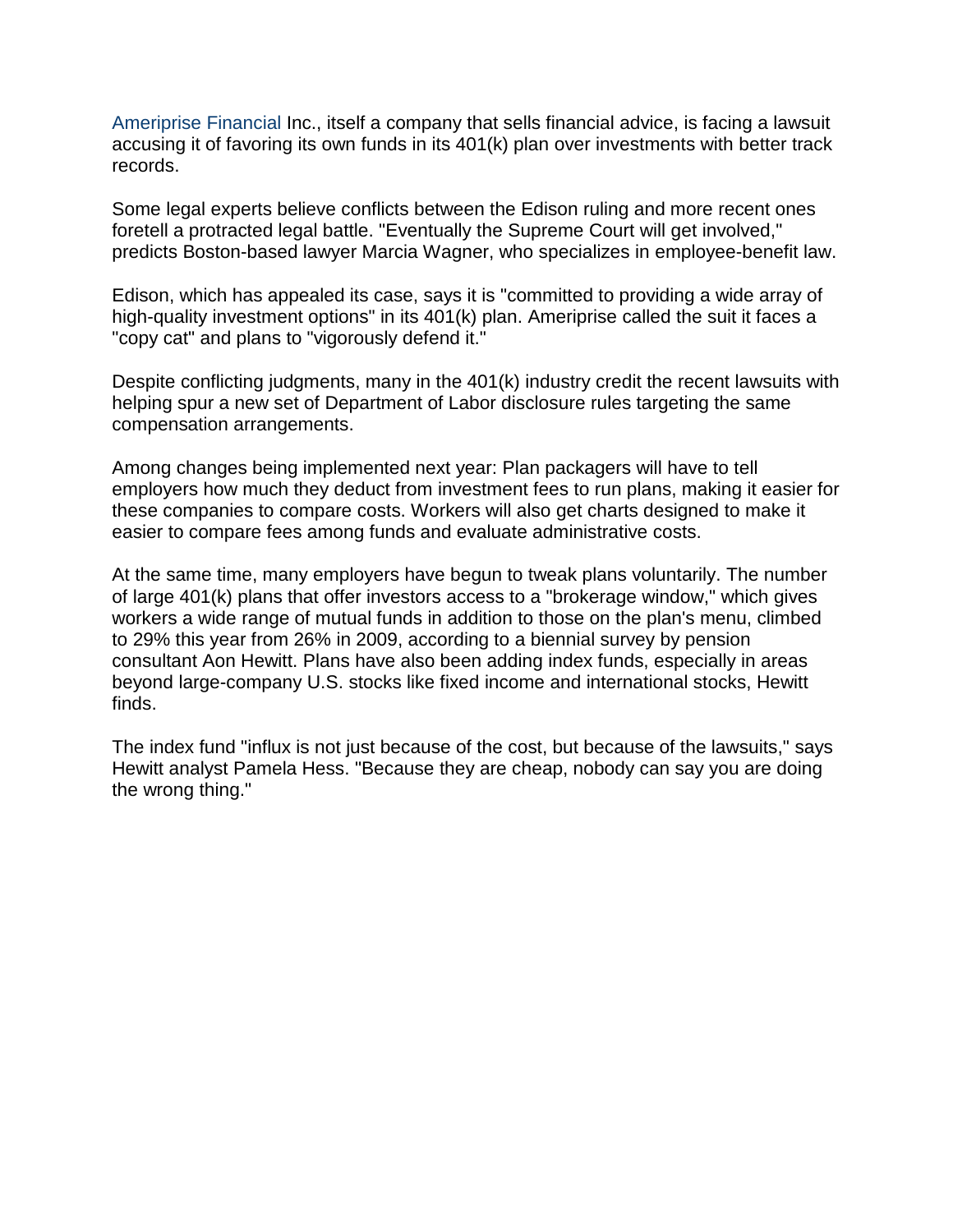Ameriprise Financial Inc., itself a company that sells financial advice, is facing a lawsuit accusing it of favoring its own funds in its 401(k) plan over investments with better track records.

Some legal experts believe conflicts between the Edison ruling and more recent ones foretell a protracted legal battle. "Eventually the Supreme Court will get involved," predicts Boston-based lawyer Marcia Wagner, who specializes in employee-benefit law.

Edison, which has appealed its case, says it is "committed to providing a wide array of high-quality investment options" in its 401(k) plan. Ameriprise called the suit it faces a "copy cat" and plans to "vigorously defend it."

Despite conflicting judgments, many in the 401(k) industry credit the recent lawsuits with helping spur a new set of Department of Labor disclosure rules targeting the same compensation arrangements.

Among changes being implemented next year: Plan packagers will have to tell employers how much they deduct from investment fees to run plans, making it easier for these companies to compare costs. Workers will also get charts designed to make it easier to compare fees among funds and evaluate administrative costs.

At the same time, many employers have begun to tweak plans voluntarily. The number of large 401(k) plans that offer investors access to a "brokerage window," which gives workers a wide range of mutual funds in addition to those on the plan's menu, climbed to 29% this year from 26% in 2009, according to a biennial survey by pension consultant Aon Hewitt. Plans have also been adding index funds, especially in areas beyond large-company U.S. stocks like fixed income and international stocks, Hewitt finds.

The index fund "influx is not just because of the cost, but because of the lawsuits," says Hewitt analyst Pamela Hess. "Because they are cheap, nobody can say you are doing the wrong thing."